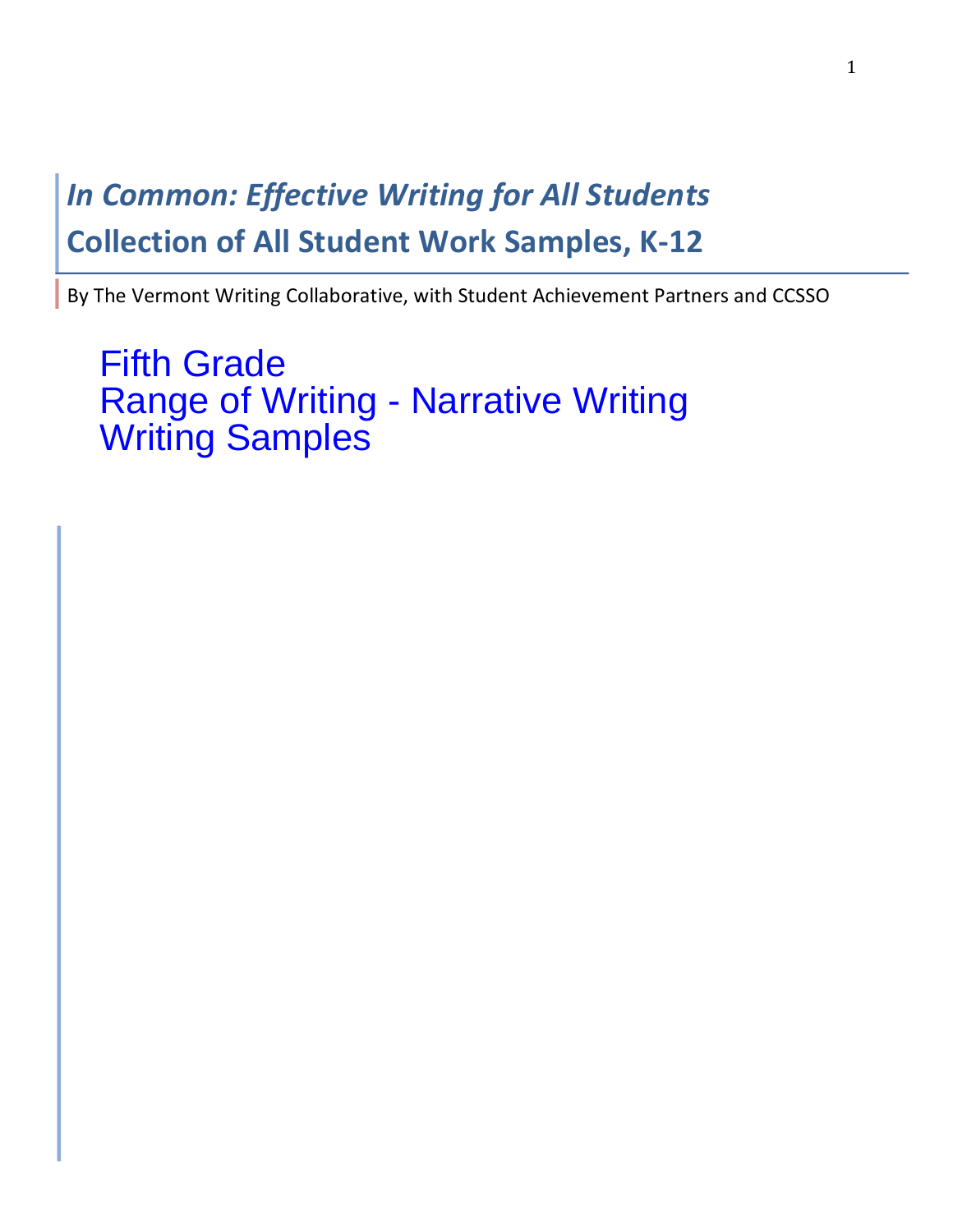# *In Common: Effective Writing for All Students*

## Collection of All Student Work Samples, K-12

By The Vermont Writing Collaborative, with Student Achievement Partners and CCSSO

Fifth Grade
Range of Writing - Narrative Writing
Writing Samples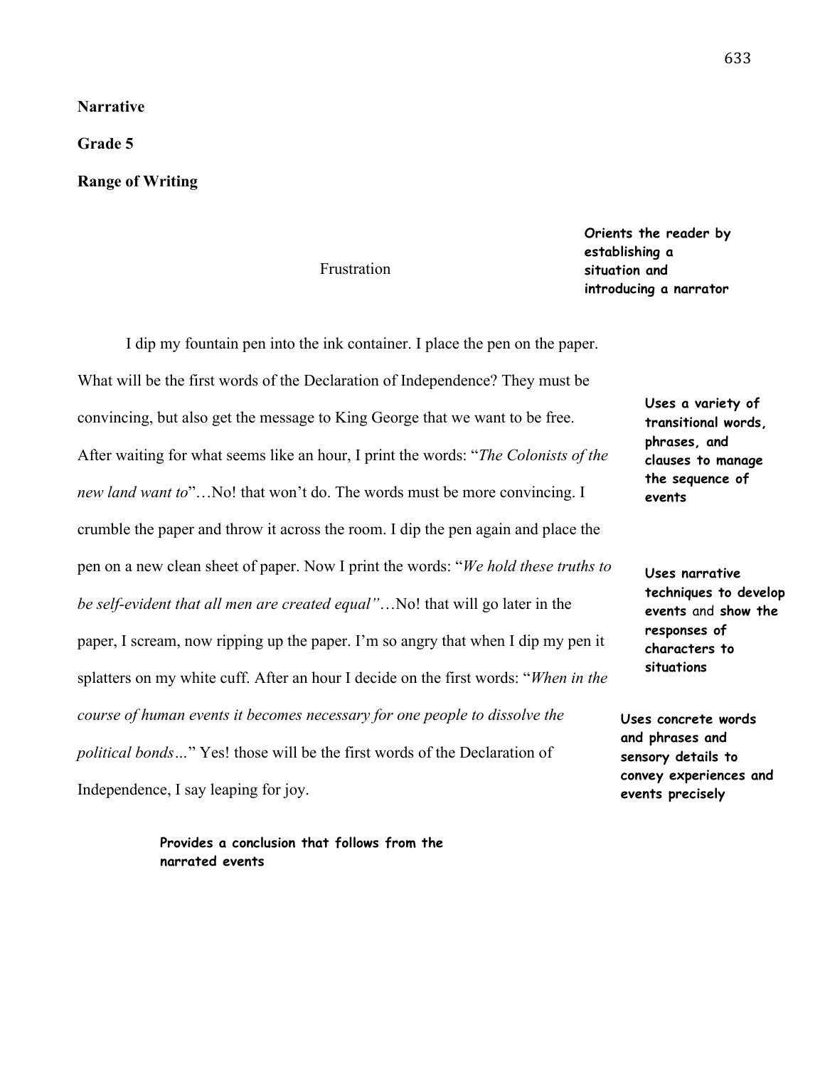**Narrative**

**Grade 5**

**Range of Writing**

Frustration

**Orients the reader by establishing a situation and introducing a narrator**

I dip my fountain pen into the ink container. I place the pen on the paper. What will be the first words of the Declaration of Independence? They must be convincing, but also get the message to King George that we want to be free. After waiting for what seems like an hour, I print the words: "*The Colonists of the new land want to*"…No! that won't do. The words must be more convincing. I crumble the paper and throw it across the room. I dip the pen again and place the pen on a new clean sheet of paper. Now I print the words: "*We hold these truths to be self-evident that all men are created equal"*…No! that will go later in the paper, I scream, now ripping up the paper. I'm so angry that when I dip my pen it splatters on my white cuff. After an hour I decide on the first words: "*When in the course of human events it becomes necessary for one people to dissolve the political bonds…*" Yes! those will be the first words of the Declaration of Independence, I say leaping for joy.

**Uses a variety of transitional words, phrases, and clauses to manage the sequence of events**

**Uses narrative techniques to develop events** and **show the responses of characters to situations**

**Uses concrete words and phrases and sensory details to convey experiences and events precisely**

**Provides a conclusion that follows from the narrated events**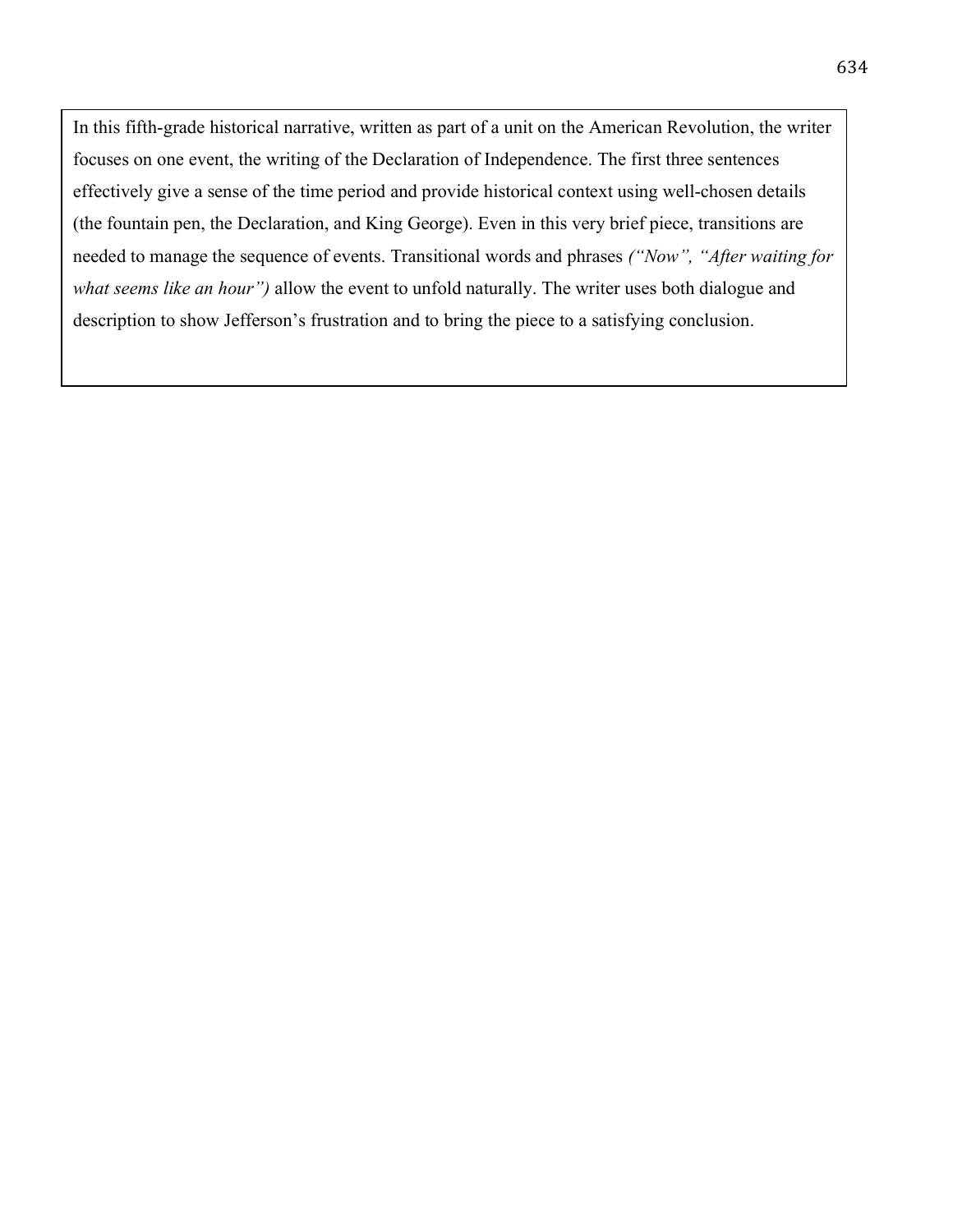In this fifth-grade historical narrative, written as part of a unit on the American Revolution, the writer focuses on one event, the writing of the Declaration of Independence. The first three sentences effectively give a sense of the time period and provide historical context using well-chosen details (the fountain pen, the Declaration, and King George). Even in this very brief piece, transitions are needed to manage the sequence of events. Transitional words and phrases *("Now", "After waiting for what seems like an hour")* allow the event to unfold naturally. The writer uses both dialogue and description to show Jefferson's frustration and to bring the piece to a satisfying conclusion.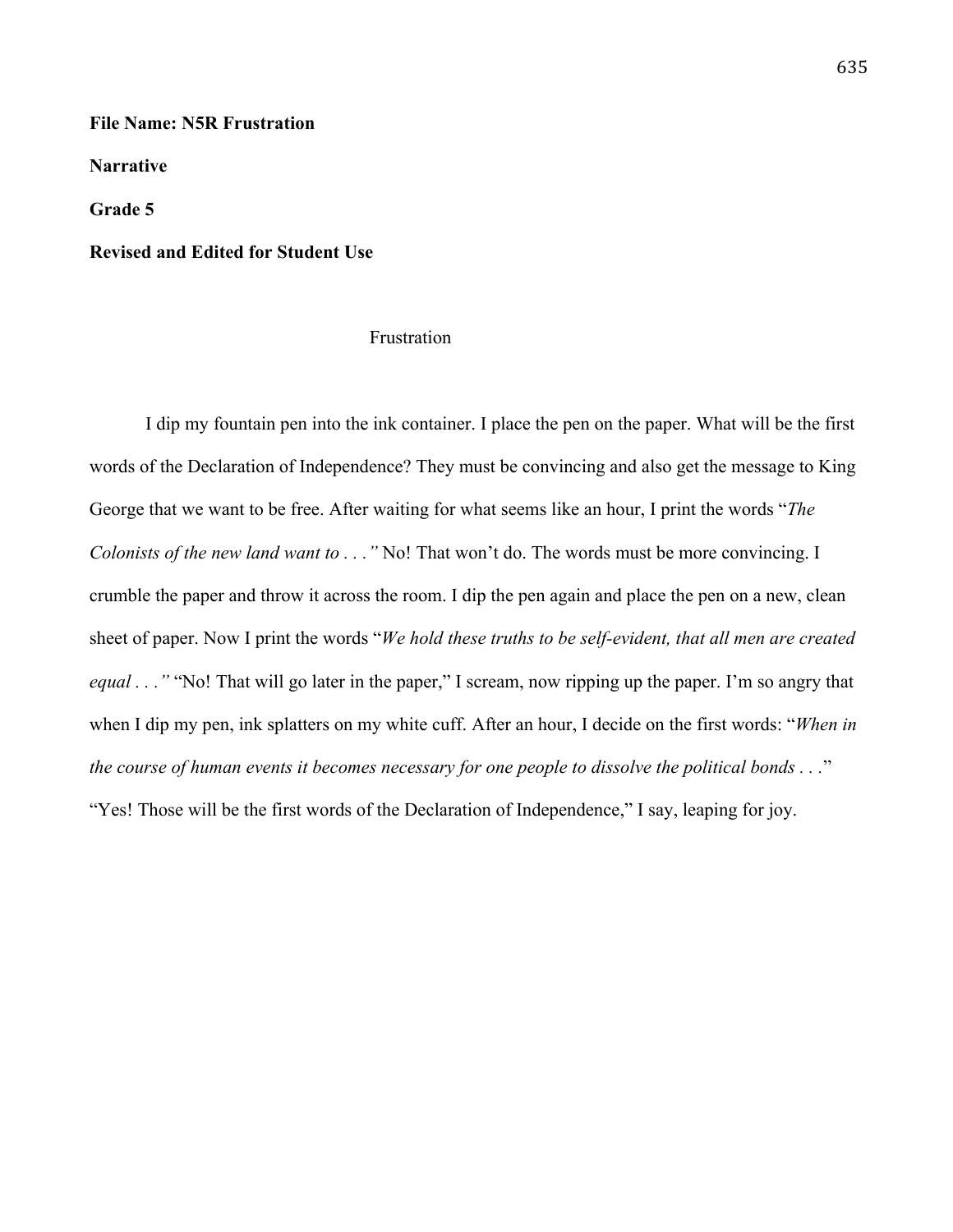**File Name: N5R Frustration**

**Narrative**

**Grade 5**

**Revised and Edited for Student Use**

# Frustration

I dip my fountain pen into the ink container. I place the pen on the paper. What will be the first words of the Declaration of Independence? They must be convincing and also get the message to King George that we want to be free. After waiting for what seems like an hour, I print the words "*The Colonists of the new land want to . . ."* No! That won't do. The words must be more convincing. I crumble the paper and throw it across the room. I dip the pen again and place the pen on a new, clean sheet of paper. Now I print the words "*We hold these truths to be self-evident, that all men are created equal . . ."* "No! That will go later in the paper," I scream, now ripping up the paper. I'm so angry that when I dip my pen, ink splatters on my white cuff. After an hour, I decide on the first words: "*When in the course of human events it becomes necessary for one people to dissolve the political bonds . . .*" "Yes! Those will be the first words of the Declaration of Independence," I say, leaping for joy.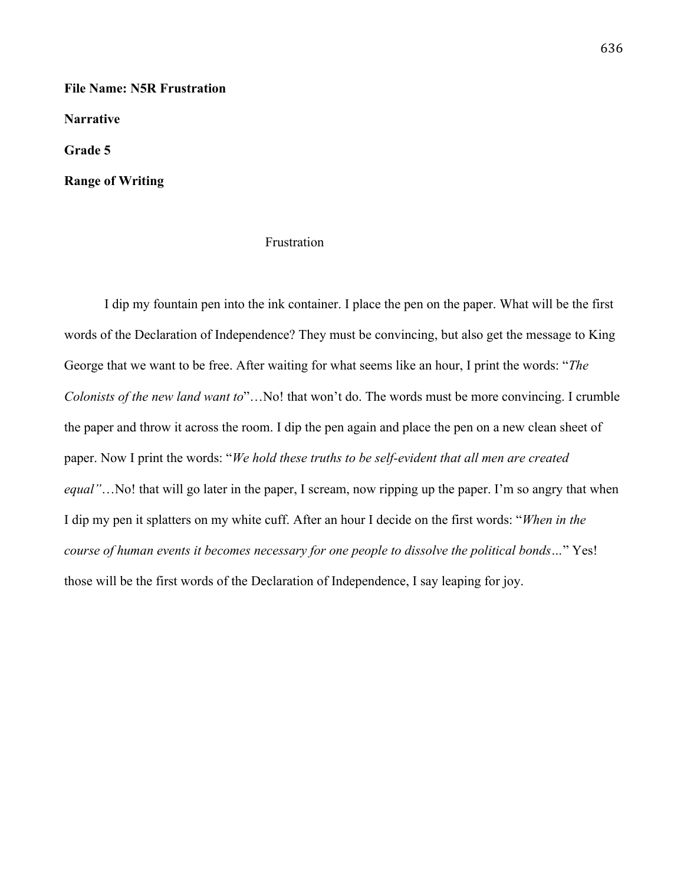**File Name: N5R Frustration**

**Narrative**

**Grade 5**

**Range of Writing**

Frustration

I dip my fountain pen into the ink container. I place the pen on the paper. What will be the first words of the Declaration of Independence? They must be convincing, but also get the message to King George that we want to be free. After waiting for what seems like an hour, I print the words: "*The Colonists of the new land want to*"…No! that won't do. The words must be more convincing. I crumble the paper and throw it across the room. I dip the pen again and place the pen on a new clean sheet of paper. Now I print the words: "*We hold these truths to be self-evident that all men are created equal"*…No! that will go later in the paper, I scream, now ripping up the paper. I'm so angry that when I dip my pen it splatters on my white cuff. After an hour I decide on the first words: "*When in the course of human events it becomes necessary for one people to dissolve the political bonds…*" Yes! those will be the first words of the Declaration of Independence, I say leaping for joy.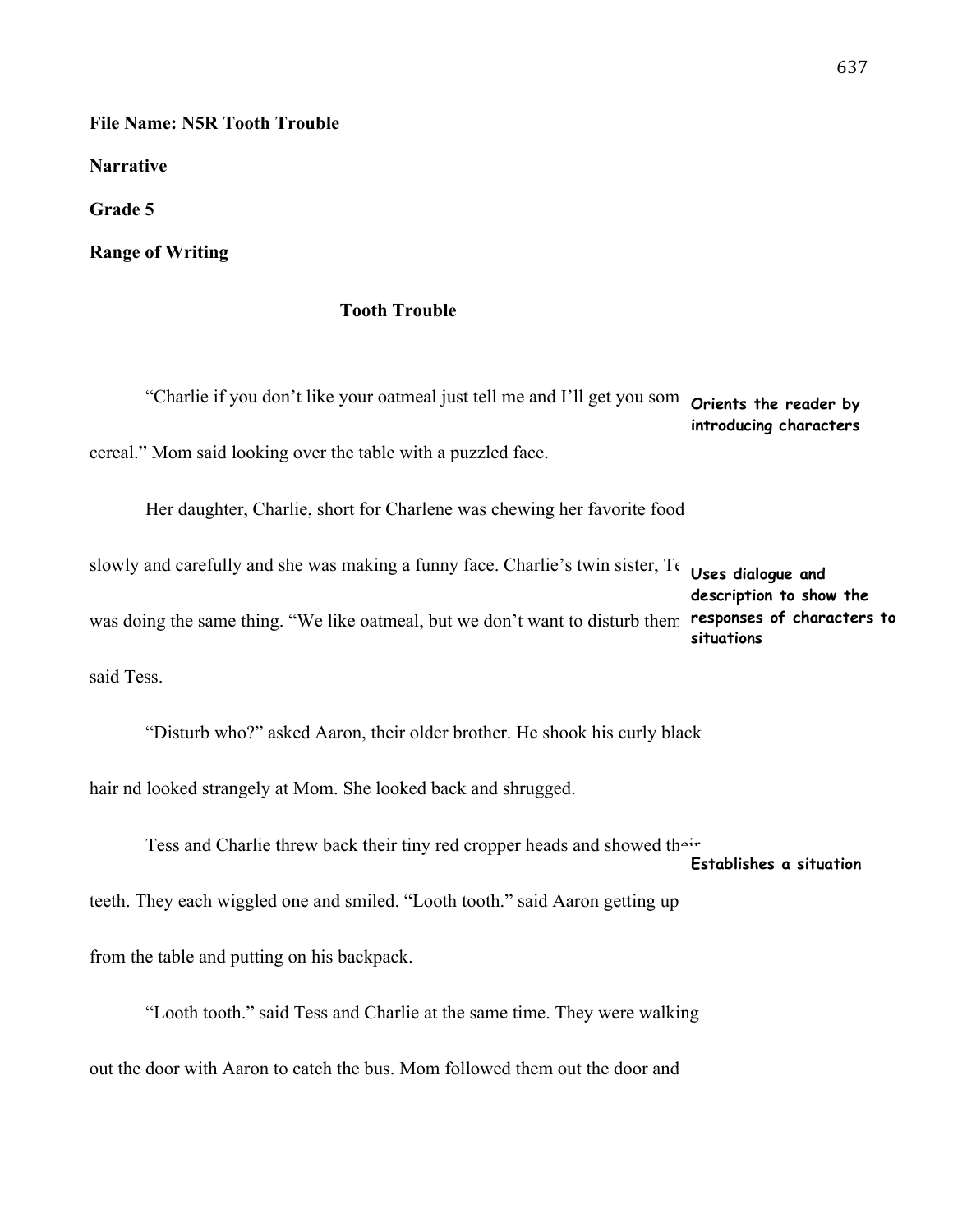**File Name: N5R Tooth Trouble**

**Narrative**

**Grade 5**

**Range of Writing**

## Tooth Trouble

"Charlie if you don't like your oatmeal just tell me and I'll get you som cereal." Mom said looking over the table with a puzzled face.

**Orients the reader by introducing characters**

Her daughter, Charlie, short for Charlene was chewing her favorite food slowly and carefully and she was making a funny face. Charlie's twin sister, Te was doing the same thing. "We like oatmeal, but we don't want to disturb them said Tess.

**Uses dialogue and description to show the responses of characters to situations**

"Disturb who?" asked Aaron, their older brother. He shook his curly black hair nd looked strangely at Mom. She looked back and shrugged.

Tess and Charlie threw back their tiny red cropper heads and showed their teeth. They each wiggled one and smiled. "Looth tooth." said Aaron getting up from the table and putting on his backpack.

**Establishes a situation**

"Looth tooth." said Tess and Charlie at the same time. They were walking out the door with Aaron to catch the bus. Mom followed them out the door and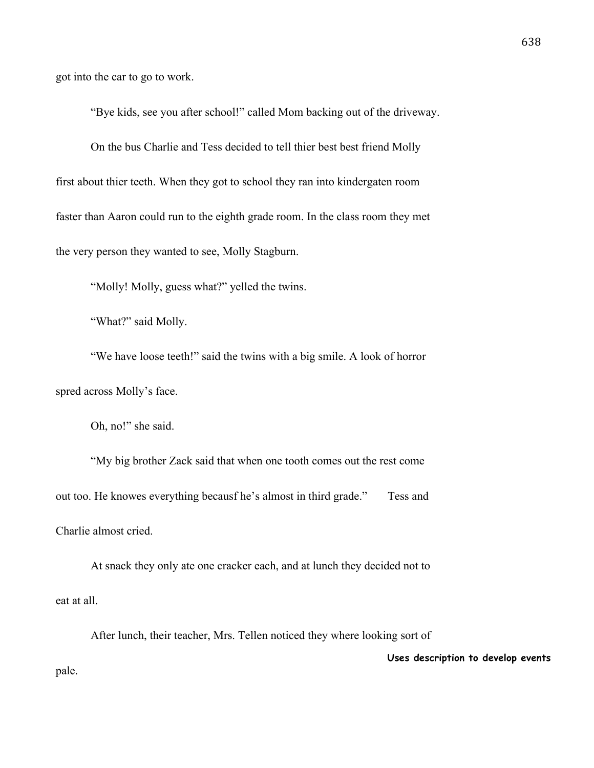got into the car to go to work.

"Bye kids, see you after school!" called Mom backing out of the driveway.

On the bus Charlie and Tess decided to tell thier best best friend Molly first about thier teeth. When they got to school they ran into kindergaten room faster than Aaron could run to the eighth grade room. In the class room they met the very person they wanted to see, Molly Stagburn.

"Molly! Molly, guess what?" yelled the twins.

"What?" said Molly.

"We have loose teeth!" said the twins with a big smile. A look of horror spred across Molly's face.

Oh, no!" she said.

"My big brother Zack said that when one tooth comes out the rest come out too. He knowes everything becausf he's almost in third grade." Tess and Charlie almost cried.

At snack they only ate one cracker each, and at lunch they decided not to eat at all.

After lunch, their teacher, Mrs. Tellen noticed they where looking sort of pale.

**Uses description to develop events**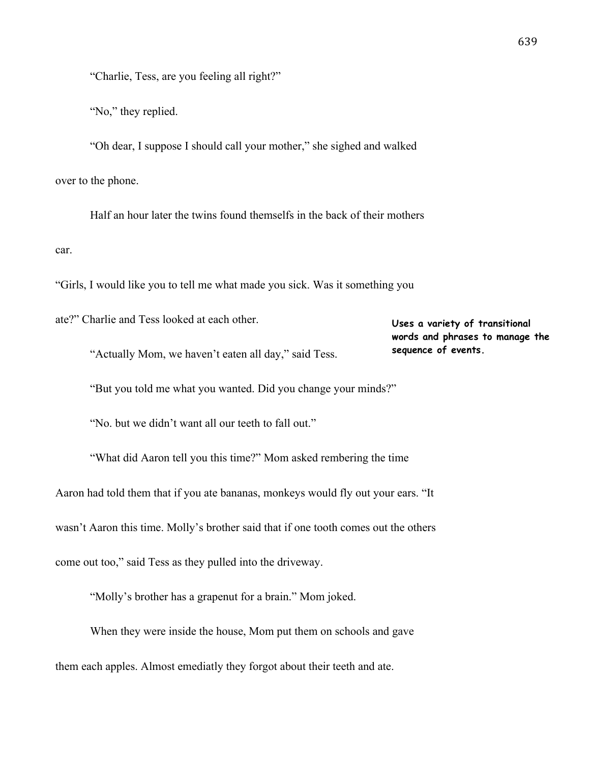"Charlie, Tess, are you feeling all right?"

"No," they replied.

"Oh dear, I suppose I should call your mother," she sighed and walked over to the phone.

Half an hour later the twins found themselfs in the back of their mothers car.

"Girls, I would like you to tell me what made you sick. Was it something you ate?" Charlie and Tess looked at each other.

**Uses a variety of transitional words and phrases to manage the sequence of events.**

"Actually Mom, we haven't eaten all day," said Tess.

"But you told me what you wanted. Did you change your minds?"

"No. but we didn't want all our teeth to fall out."

"What did Aaron tell you this time?" Mom asked rembering the time Aaron had told them that if you ate bananas, monkeys would fly out your ears. "It wasn't Aaron this time. Molly's brother said that if one tooth comes out the others come out too," said Tess as they pulled into the driveway.

"Molly's brother has a grapenut for a brain." Mom joked.

When they were inside the house, Mom put them on schools and gave them each apples. Almost emediatly they forgot about their teeth and ate.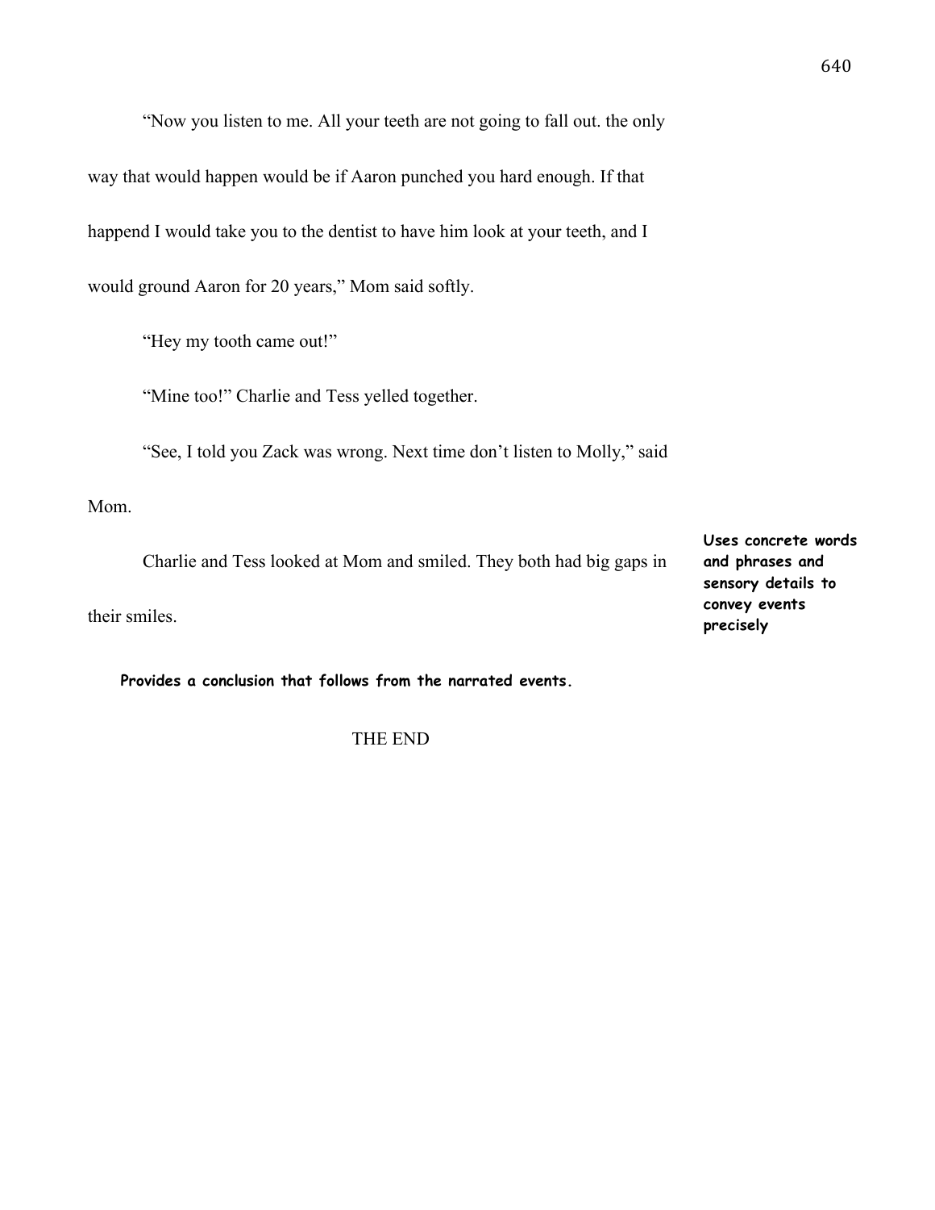"Now you listen to me. All your teeth are not going to fall out. the only way that would happen would be if Aaron punched you hard enough. If that happend I would take you to the dentist to have him look at your teeth, and I would ground Aaron for 20 years," Mom said softly.

"Hey my tooth came out!"

"Mine too!" Charlie and Tess yelled together.

"See, I told you Zack was wrong. Next time don't listen to Molly," said Mom.

Charlie and Tess looked at Mom and smiled. They both had big gaps in their smiles.

**Uses concrete words and phrases and sensory details to convey events precisely**

**Provides a conclusion that follows from the narrated events.**

THE END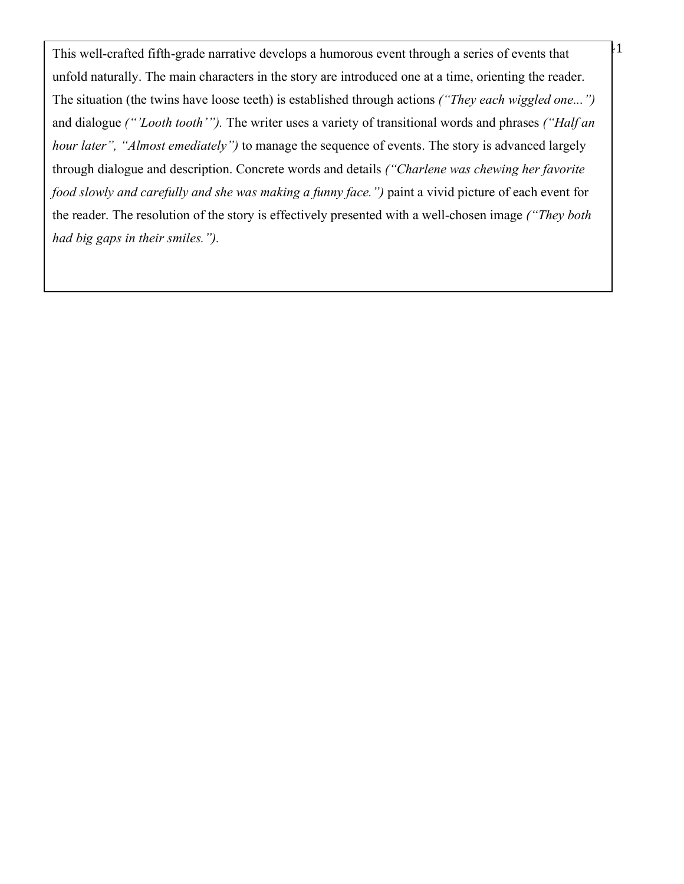This well-crafted fifth-grade narrative develops a humorous event through a series of events that unfold naturally. The main characters in the story are introduced one at a time, orienting the reader. The situation (the twins have loose teeth) is established through actions *("They each wiggled one...")* and dialogue *("'Looth tooth'").* The writer uses a variety of transitional words and phrases *("Half an hour later", "Almost emediately")* to manage the sequence of events. The story is advanced largely through dialogue and description. Concrete words and details *("Charlene was chewing her favorite food slowly and carefully and she was making a funny face.")* paint a vivid picture of each event for the reader. The resolution of the story is effectively presented with a well-chosen image *("They both had big gaps in their smiles.").*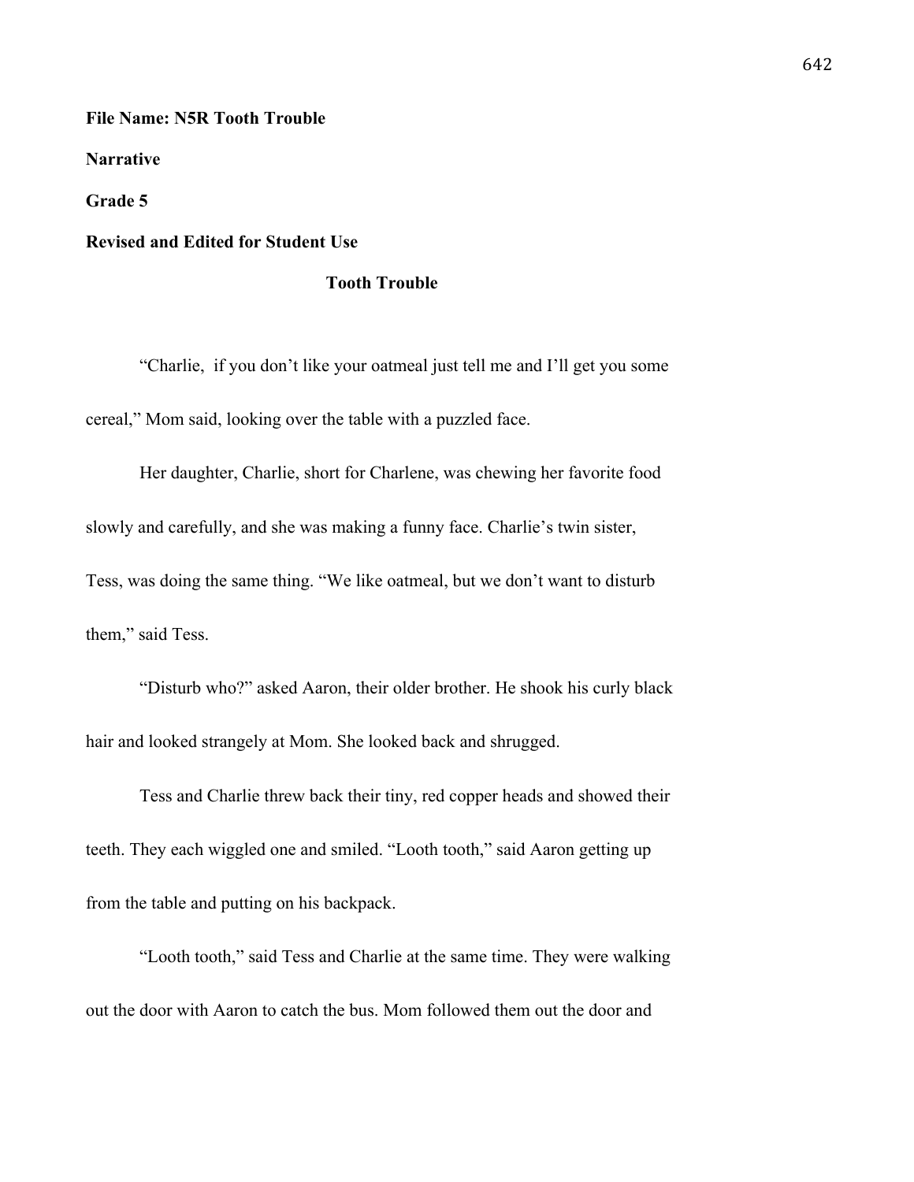**File Name: N5R Tooth Trouble**

**Narrative**

**Grade 5**

**Revised and Edited for Student Use**

**Tooth Trouble**

"Charlie,  if you don't like your oatmeal just tell me and I'll get you some cereal," Mom said, looking over the table with a puzzled face.

Her daughter, Charlie, short for Charlene, was chewing her favorite food slowly and carefully, and she was making a funny face. Charlie's twin sister, Tess, was doing the same thing. "We like oatmeal, but we don't want to disturb them," said Tess.

"Disturb who?" asked Aaron, their older brother. He shook his curly black hair and looked strangely at Mom. She looked back and shrugged.

Tess and Charlie threw back their tiny, red copper heads and showed their teeth. They each wiggled one and smiled. "Looth tooth," said Aaron getting up from the table and putting on his backpack.

"Looth tooth," said Tess and Charlie at the same time. They were walking out the door with Aaron to catch the bus. Mom followed them out the door and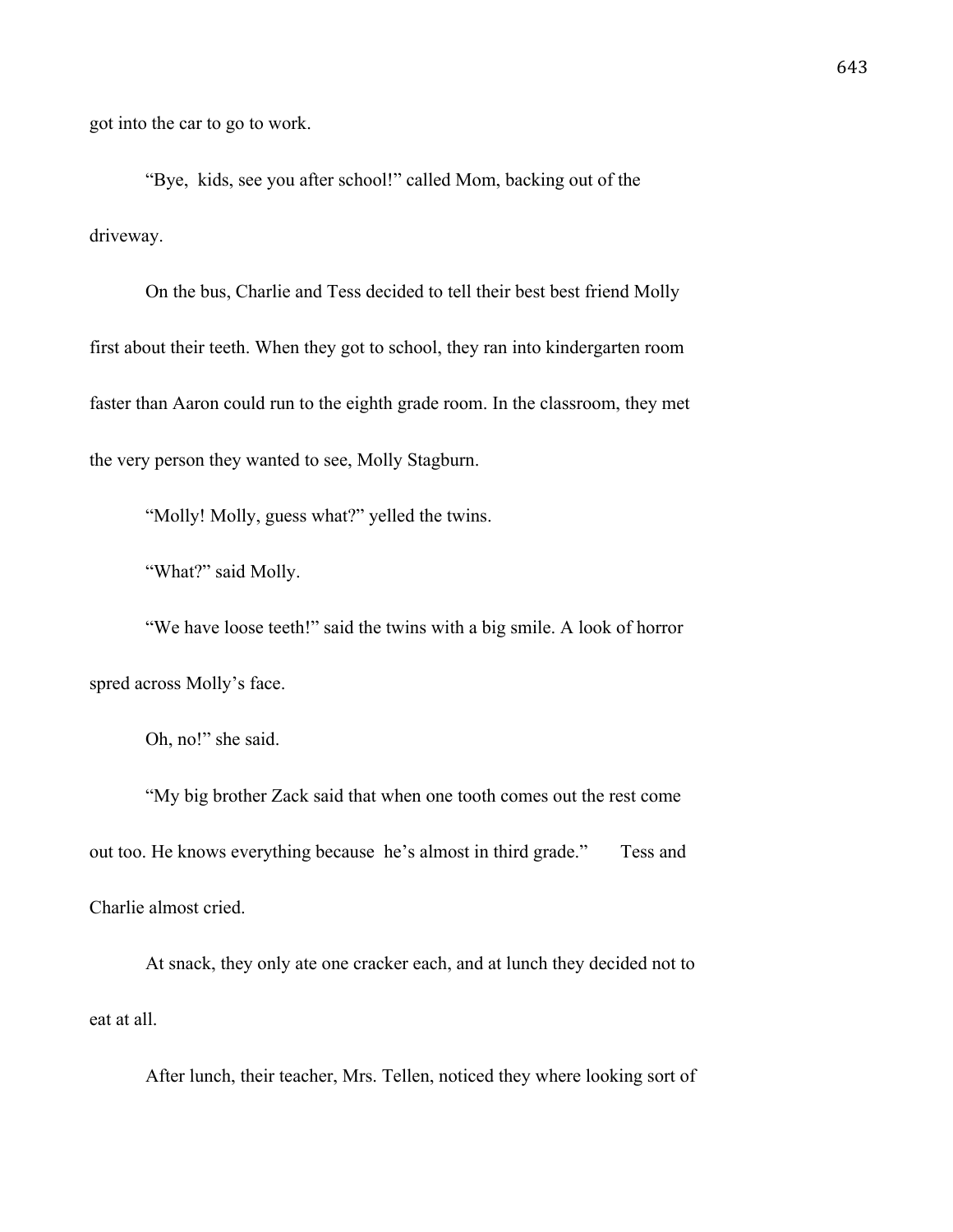got into the car to go to work.

"Bye, kids, see you after school!" called Mom, backing out of the driveway.

On the bus, Charlie and Tess decided to tell their best best friend Molly first about their teeth. When they got to school, they ran into kindergarten room faster than Aaron could run to the eighth grade room. In the classroom, they met the very person they wanted to see, Molly Stagburn.

"Molly! Molly, guess what?" yelled the twins.

"What?" said Molly.

"We have loose teeth!" said the twins with a big smile. A look of horror spred across Molly's face.

Oh, no!" she said.

"My big brother Zack said that when one tooth comes out the rest come out too. He knows everything because he's almost in third grade." Tess and Charlie almost cried.

At snack, they only ate one cracker each, and at lunch they decided not to eat at all.

After lunch, their teacher, Mrs. Tellen, noticed they where looking sort of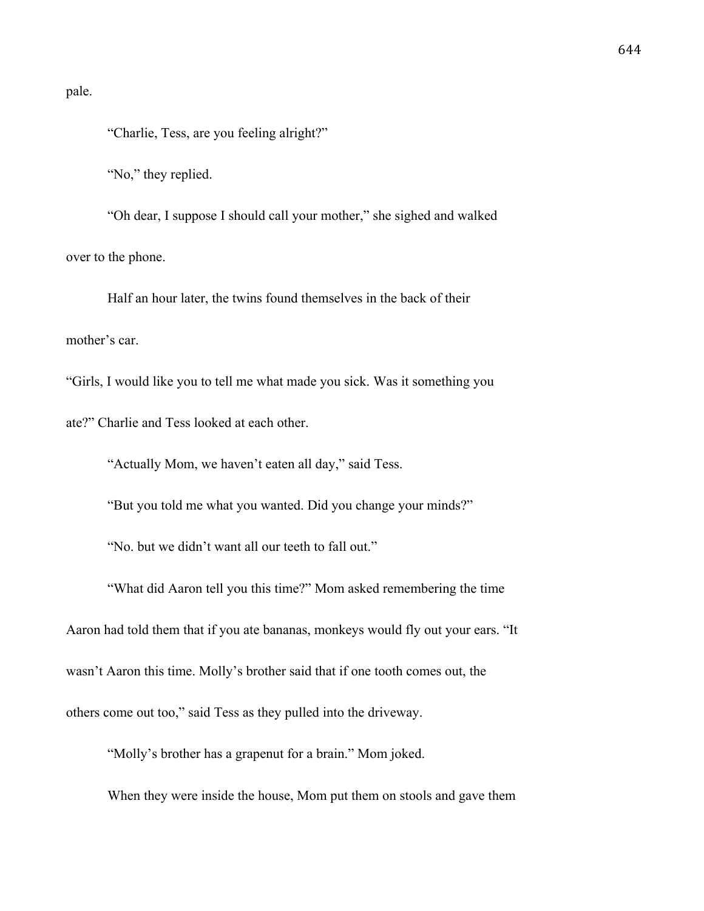pale.

"Charlie, Tess, are you feeling alright?"

"No," they replied.

"Oh dear, I suppose I should call your mother," she sighed and walked over to the phone.

Half an hour later, the twins found themselves in the back of their mother's car.

"Girls, I would like you to tell me what made you sick. Was it something you ate?" Charlie and Tess looked at each other.

"Actually Mom, we haven't eaten all day," said Tess.

"But you told me what you wanted. Did you change your minds?"

"No. but we didn't want all our teeth to fall out."

"What did Aaron tell you this time?" Mom asked remembering the time Aaron had told them that if you ate bananas, monkeys would fly out your ears. "It wasn't Aaron this time. Molly's brother said that if one tooth comes out, the others come out too," said Tess as they pulled into the driveway.

"Molly's brother has a grapenut for a brain." Mom joked.

When they were inside the house, Mom put them on stools and gave them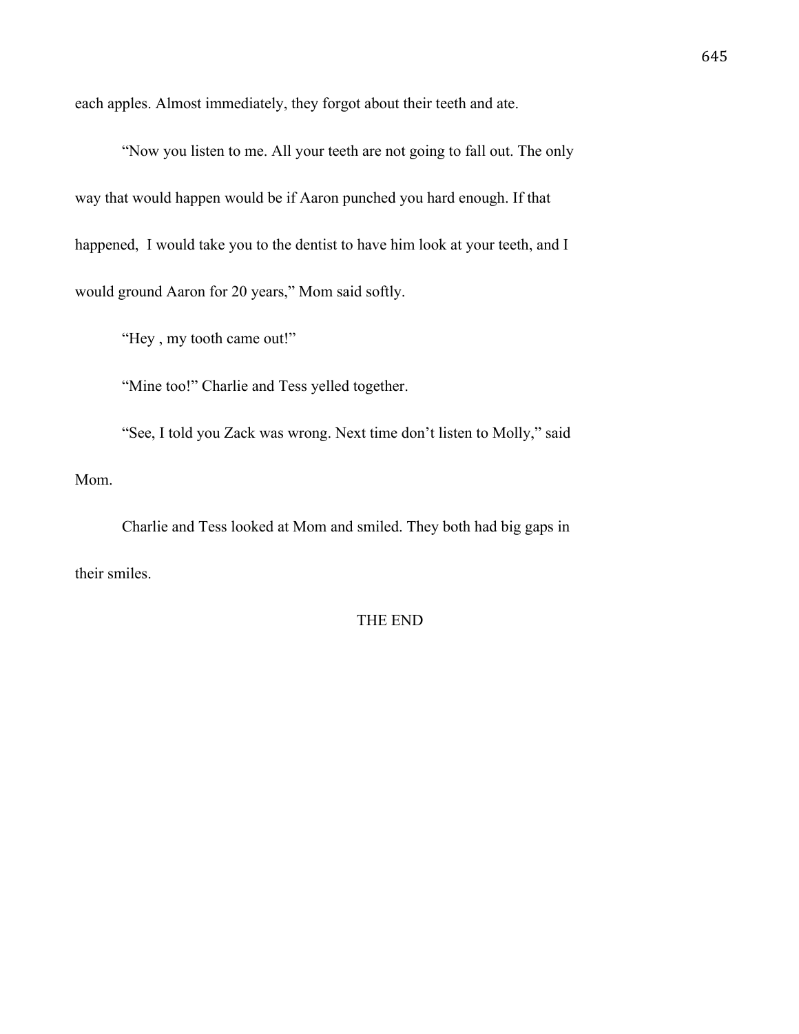each apples. Almost immediately, they forgot about their teeth and ate.

"Now you listen to me. All your teeth are not going to fall out. The only way that would happen would be if Aaron punched you hard enough. If that happened,  I would take you to the dentist to have him look at your teeth, and I would ground Aaron for 20 years," Mom said softly.

"Hey , my tooth came out!"

"Mine too!" Charlie and Tess yelled together.

"See, I told you Zack was wrong. Next time don't listen to Molly," said Mom.

Charlie and Tess looked at Mom and smiled. They both had big gaps in their smiles.

THE END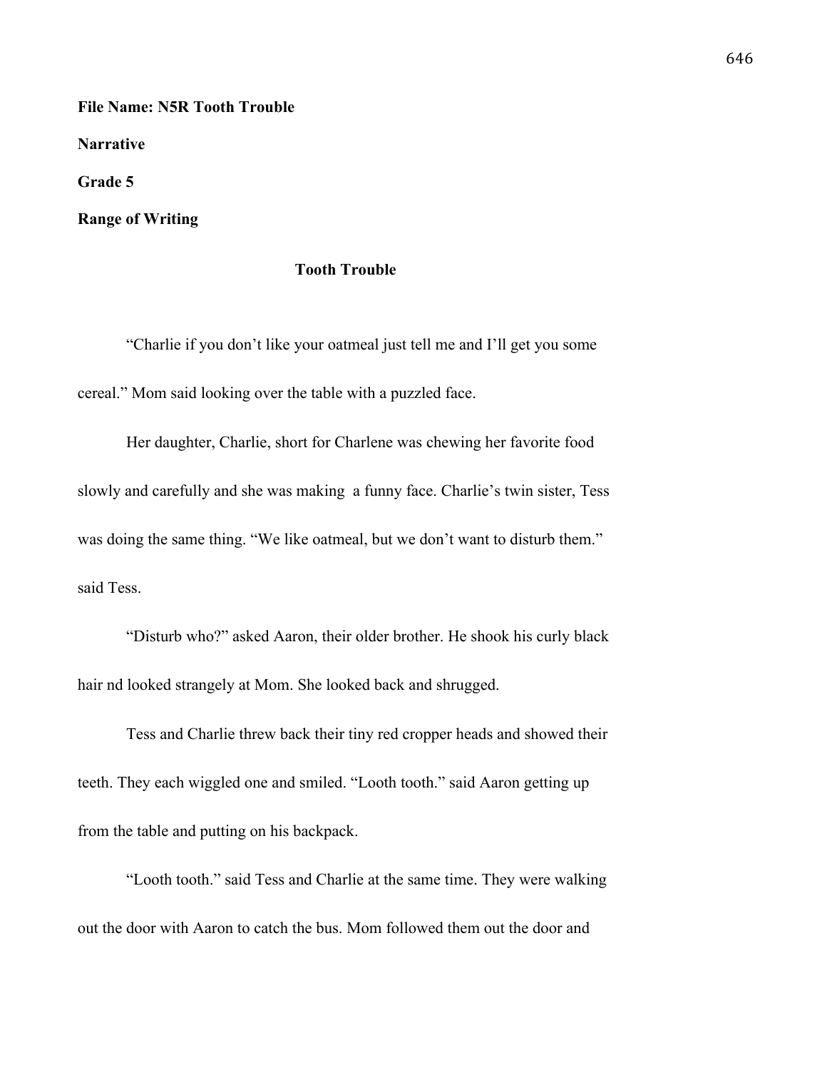**File Name: N5R Tooth Trouble**

**Narrative**

**Grade 5**

**Range of Writing**

**Tooth Trouble**

"Charlie if you don't like your oatmeal just tell me and I'll get you some cereal." Mom said looking over the table with a puzzled face.

Her daughter, Charlie, short for Charlene was chewing her favorite food slowly and carefully and she was making a funny face. Charlie's twin sister, Tess was doing the same thing. "We like oatmeal, but we don't want to disturb them." said Tess.

"Disturb who?" asked Aaron, their older brother. He shook his curly black hair nd looked strangely at Mom. She looked back and shrugged.

Tess and Charlie threw back their tiny red cropper heads and showed their teeth. They each wiggled one and smiled. "Looth tooth." said Aaron getting up from the table and putting on his backpack.

"Looth tooth." said Tess and Charlie at the same time. They were walking out the door with Aaron to catch the bus. Mom followed them out the door and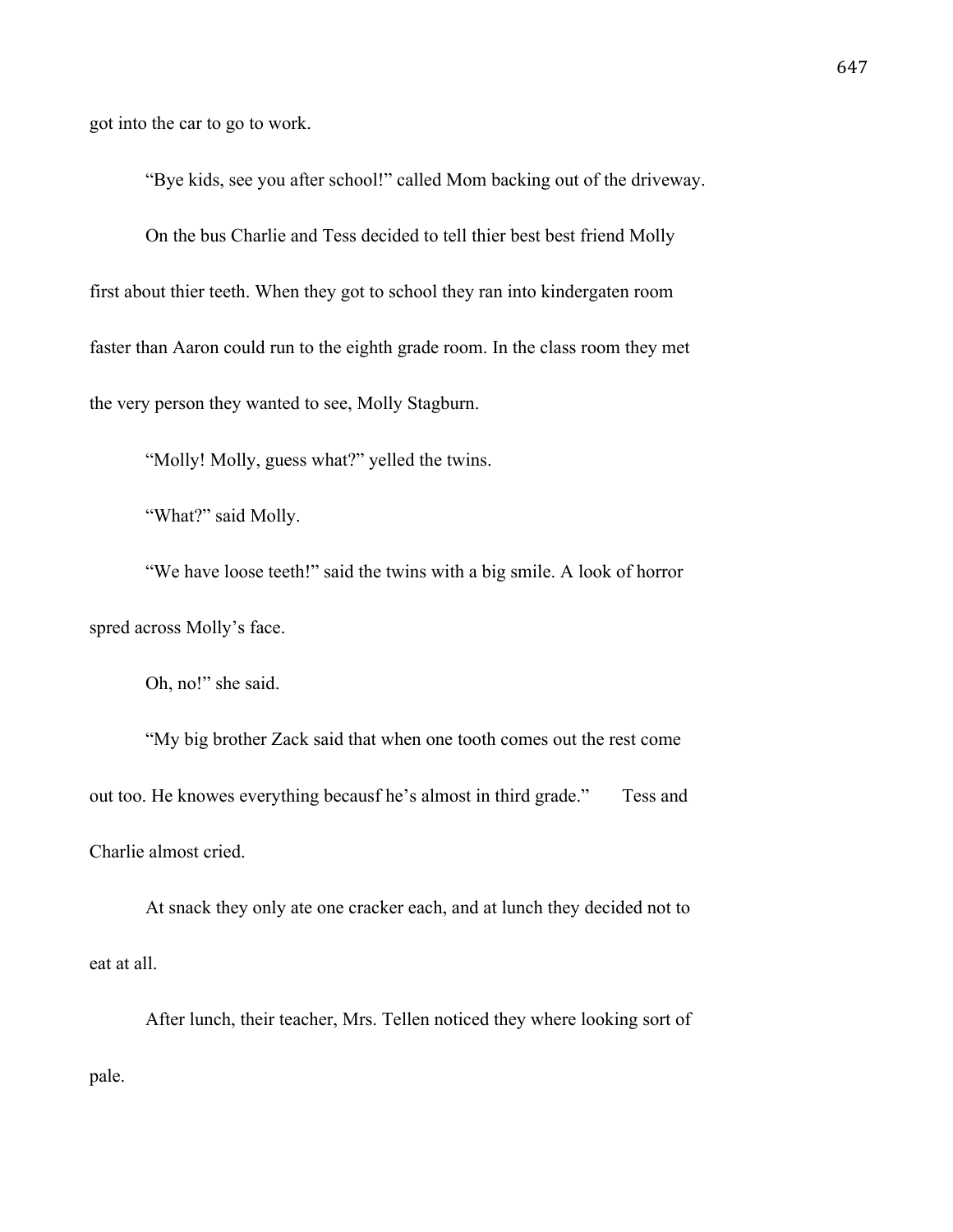got into the car to go to work.

"Bye kids, see you after school!" called Mom backing out of the driveway.

On the bus Charlie and Tess decided to tell thier best best friend Molly first about thier teeth. When they got to school they ran into kindergaten room faster than Aaron could run to the eighth grade room. In the class room they met the very person they wanted to see, Molly Stagburn.

"Molly! Molly, guess what?" yelled the twins.

"What?" said Molly.

"We have loose teeth!" said the twins with a big smile. A look of horror spred across Molly's face.

Oh, no!" she said.

"My big brother Zack said that when one tooth comes out the rest come out too. He knowes everything becausf he's almost in third grade." Tess and Charlie almost cried.

At snack they only ate one cracker each, and at lunch they decided not to eat at all.

After lunch, their teacher, Mrs. Tellen noticed they where looking sort of pale.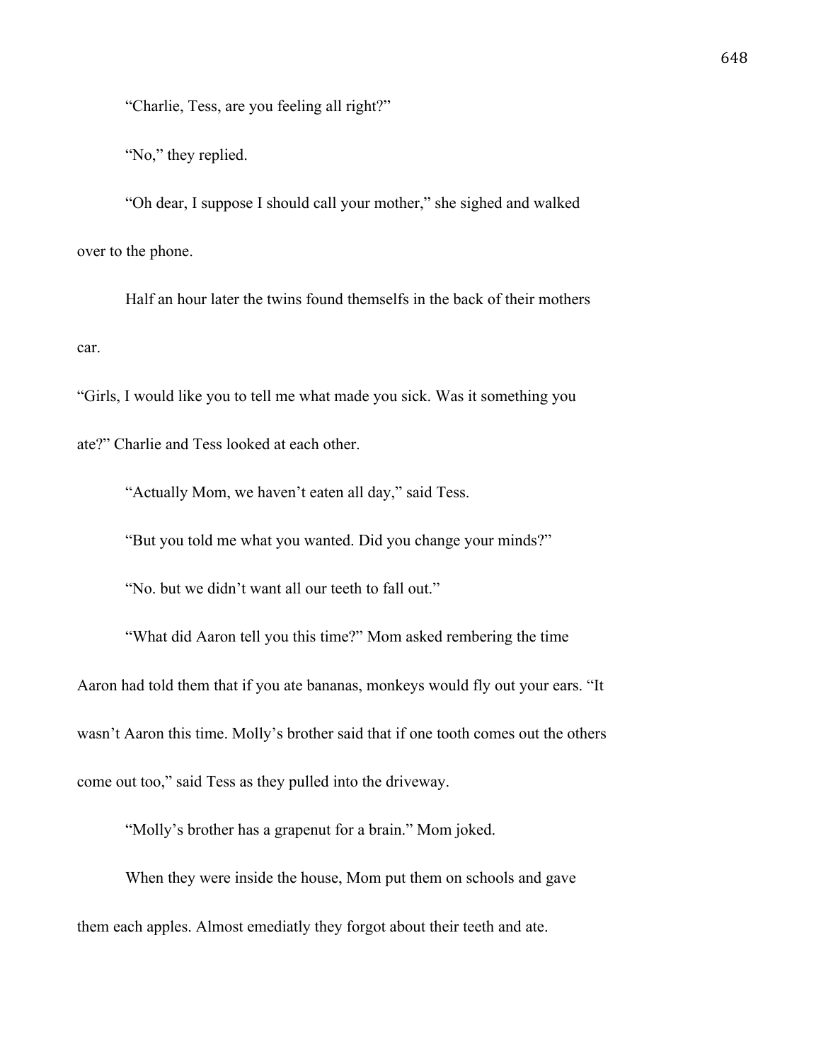"Charlie, Tess, are you feeling all right?"

"No," they replied.

"Oh dear, I suppose I should call your mother," she sighed and walked over to the phone.

Half an hour later the twins found themselfs in the back of their mothers car.

"Girls, I would like you to tell me what made you sick. Was it something you ate?" Charlie and Tess looked at each other.

"Actually Mom, we haven't eaten all day," said Tess.

"But you told me what you wanted. Did you change your minds?"

"No. but we didn't want all our teeth to fall out."

"What did Aaron tell you this time?" Mom asked rembering the time Aaron had told them that if you ate bananas, monkeys would fly out your ears. "It wasn't Aaron this time. Molly's brother said that if one tooth comes out the others come out too," said Tess as they pulled into the driveway.

"Molly's brother has a grapenut for a brain." Mom joked.

When they were inside the house, Mom put them on schools and gave them each apples. Almost emediatly they forgot about their teeth and ate.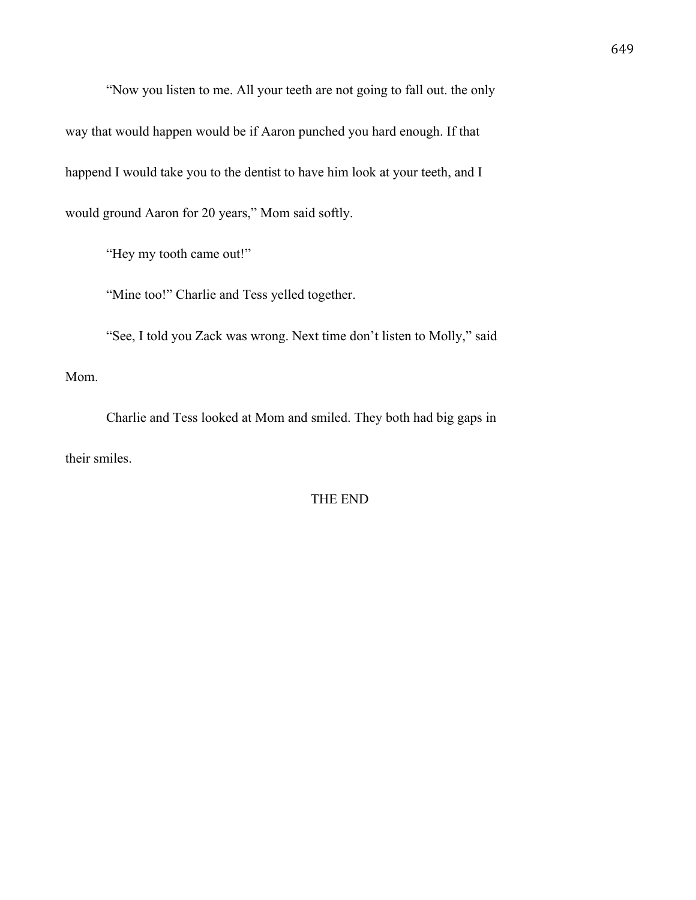“Now you listen to me. All your teeth are not going to fall out. the only way that would happen would be if Aaron punched you hard enough. If that happend I would take you to the dentist to have him look at your teeth, and I would ground Aaron for 20 years,” Mom said softly.

“Hey my tooth came out!”

“Mine too!” Charlie and Tess yelled together.

“See, I told you Zack was wrong. Next time don’t listen to Molly,” said Mom.

Charlie and Tess looked at Mom and smiled. They both had big gaps in their smiles.

THE END